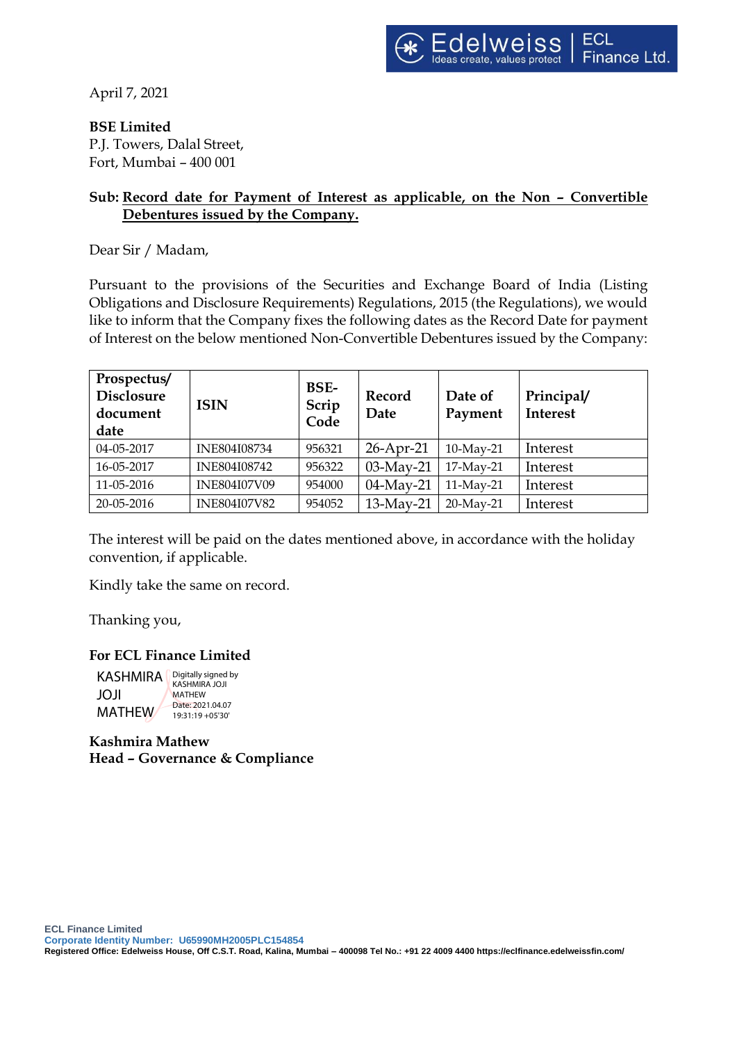April 7, 2021

**BSE Limited**
P.J. Towers, Dalal Street,
Fort, Mumbai – 400 001

**Sub: Record date for Payment of Interest as applicable, on the Non – Convertible Debentures issued by the Company.**

Dear Sir / Madam,

Pursuant to the provisions of the Securities and Exchange Board of India (Listing Obligations and Disclosure Requirements) Regulations, 2015 (the Regulations), we would like to inform that the Company fixes the following dates as the Record Date for payment of Interest on the below mentioned Non-Convertible Debentures issued by the Company:

| Prospectus/ Disclosure document date | ISIN | BSE-Scrip Code | Record Date | Date of Payment | Principal/ Interest |
|---|---|---|---|---|---|
| 04-05-2017 | INE804I08734 | 956321 | 26-Apr-21 | 10-May-21 | Interest |
| 16-05-2017 | INE804I08742 | 956322 | 03-May-21 | 17-May-21 | Interest |
| 11-05-2016 | INE804I07V09 | 954000 | 04-May-21 | 11-May-21 | Interest |
| 20-05-2016 | INE804I07V82 | 954052 | 13-May-21 | 20-May-21 | Interest |

The interest will be paid on the dates mentioned above, in accordance with the holiday convention, if applicable.

Kindly take the same on record.

Thanking you,

**For ECL Finance Limited**

KASHMIRA JOJI MATHEW

Digitally signed by KASHMIRA JOJI MATHEW
Date: 2021.04.07 19:31:19 +05'30'

**Kashmira Mathew**
**Head – Governance & Compliance**

ECL Finance Limited
Corporate Identity Number: U65990MH2005PLC154854
Registered Office: Edelweiss House, Off C.S.T. Road, Kalina, Mumbai – 400098 Tel No.: +91 22 4009 4400 https://eclfinance.edelweissfin.com/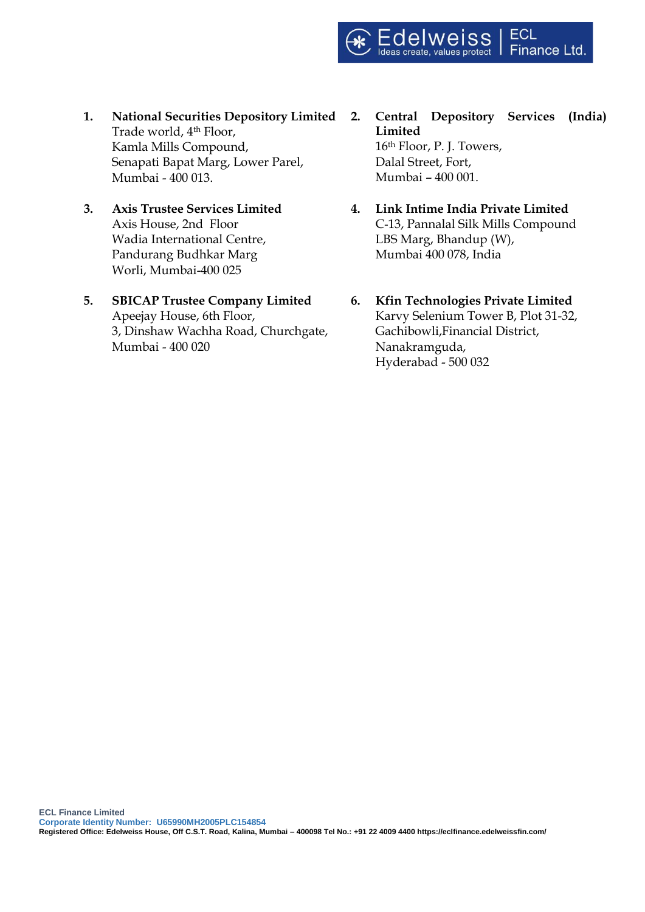1. **National Securities Depository Limited**
   Trade world, 4th Floor,
   Kamla Mills Compound,
   Senapati Bapat Marg, Lower Parel,
   Mumbai - 400 013.

2. **Central Depository Services (India) Limited**
   16th Floor, P. J. Towers,
   Dalal Street, Fort,
   Mumbai – 400 001.

3. **Axis Trustee Services Limited**
   Axis House, 2nd Floor
   Wadia International Centre,
   Pandurang Budhkar Marg
   Worli, Mumbai-400 025

4. **Link Intime India Private Limited**
   C-13, Pannalal Silk Mills Compound
   LBS Marg, Bhandup (W),
   Mumbai 400 078, India

5. **SBICAP Trustee Company Limited**
   Apeejay House, 6th Floor,
   3, Dinshaw Wachha Road, Churchgate,
   Mumbai - 400 020

6. **Kfin Technologies Private Limited**
   Karvy Selenium Tower B, Plot 31-32,
   Gachibowli,Financial District,
   Nanakramguda,
   Hyderabad - 500 032